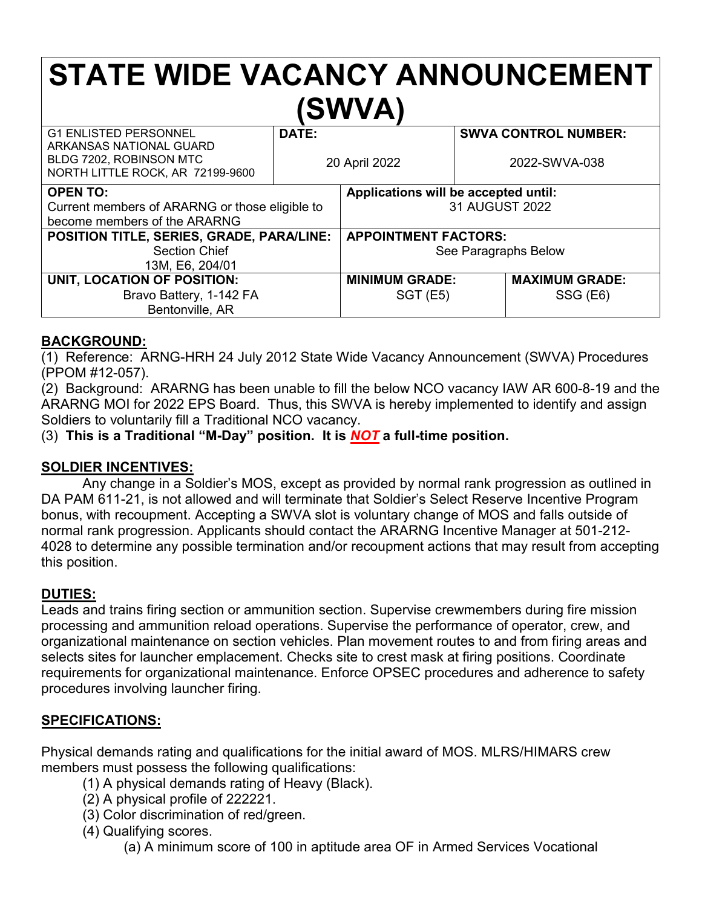# STATE WIDE VACANCY ANNOUNCEMENT (SWVA)

| G1 ENLISTED PERSONNEL<br>ARKANSAS NATIONAL GUARD<br>BLDG 7202, ROBINSON MTC<br>NORTH LITTLE ROCK, AR 72199-9600 | **DATE:**<br>20 April 2022 | **SWVA CONTROL NUMBER:**<br>2022-SWVA-038 |
|---|---|---|
| **OPEN TO:**<br>Current members of ARARNG or those eligible to become members of the ARARNG | **Applications will be accepted until:**<br>31 AUGUST 2022 | |
| **POSITION TITLE, SERIES, GRADE, PARA/LINE:**<br>Section Chief<br>13M, E6, 204/01 | **APPOINTMENT FACTORS:**<br>See Paragraphs Below | |
| **UNIT, LOCATION OF POSITION:**<br>Bravo Battery, 1-142 FA<br>Bentonville, AR | **MINIMUM GRADE:**<br>SGT (E5) | **MAXIMUM GRADE:**<br>SSG (E6) |

## BACKGROUND:

(1) Reference: ARNG-HRH 24 July 2012 State Wide Vacancy Announcement (SWVA) Procedures (PPOM #12-057).

(2) Background: ARARNG has been unable to fill the below NCO vacancy IAW AR 600-8-19 and the ARARNG MOI for 2022 EPS Board. Thus, this SWVA is hereby implemented to identify and assign Soldiers to voluntarily fill a Traditional NCO vacancy.

(3) **This is a Traditional "M-Day" position. It is *NOT* a full-time position.**

## SOLDIER INCENTIVES:

Any change in a Soldier's MOS, except as provided by normal rank progression as outlined in DA PAM 611-21, is not allowed and will terminate that Soldier's Select Reserve Incentive Program bonus, with recoupment. Accepting a SWVA slot is voluntary change of MOS and falls outside of normal rank progression. Applicants should contact the ARARNG Incentive Manager at 501-212-4028 to determine any possible termination and/or recoupment actions that may result from accepting this position.

## DUTIES:

Leads and trains firing section or ammunition section. Supervise crewmembers during fire mission processing and ammunition reload operations. Supervise the performance of operator, crew, and organizational maintenance on section vehicles. Plan movement routes to and from firing areas and selects sites for launcher emplacement. Checks site to crest mask at firing positions. Coordinate requirements for organizational maintenance. Enforce OPSEC procedures and adherence to safety procedures involving launcher firing.

## SPECIFICATIONS:

Physical demands rating and qualifications for the initial award of MOS. MLRS/HIMARS crew members must possess the following qualifications:

(1) A physical demands rating of Heavy (Black).

(2) A physical profile of 222221.

(3) Color discrimination of red/green.

(4) Qualifying scores.

(a) A minimum score of 100 in aptitude area OF in Armed Services Vocational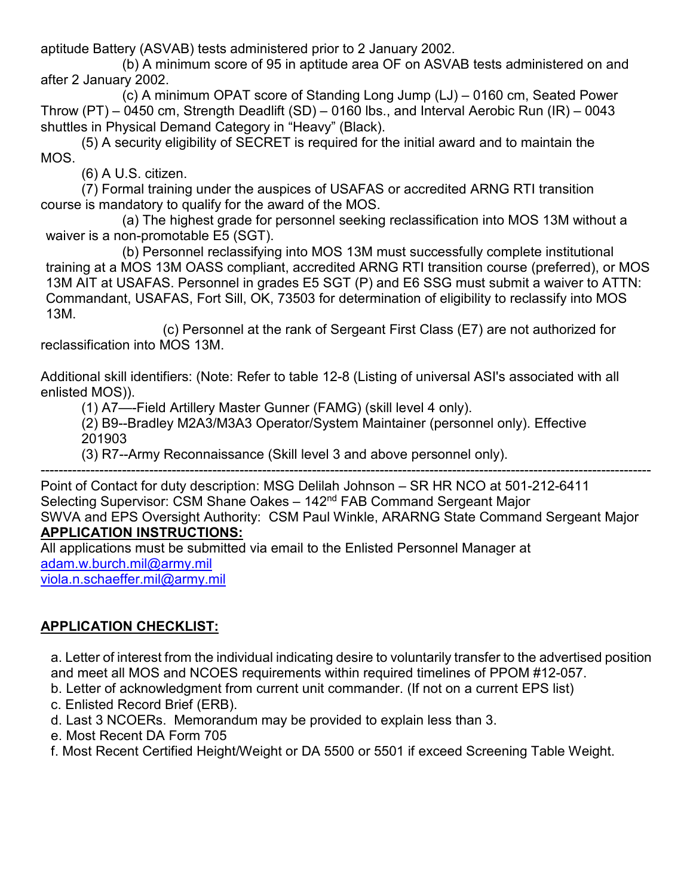aptitude Battery (ASVAB) tests administered prior to 2 January 2002.

(b) A minimum score of 95 in aptitude area OF on ASVAB tests administered on and after 2 January 2002.

(c) A minimum OPAT score of Standing Long Jump (LJ) – 0160 cm, Seated Power Throw (PT) – 0450 cm, Strength Deadlift (SD) – 0160 lbs., and Interval Aerobic Run (IR) – 0043 shuttles in Physical Demand Category in "Heavy" (Black).

(5) A security eligibility of SECRET is required for the initial award and to maintain the MOS.

(6) A U.S. citizen.

(7) Formal training under the auspices of USAFAS or accredited ARNG RTI transition course is mandatory to qualify for the award of the MOS.

(a) The highest grade for personnel seeking reclassification into MOS 13M without a waiver is a non-promotable E5 (SGT).

(b) Personnel reclassifying into MOS 13M must successfully complete institutional training at a MOS 13M OASS compliant, accredited ARNG RTI transition course (preferred), or MOS 13M AIT at USAFAS. Personnel in grades E5 SGT (P) and E6 SSG must submit a waiver to ATTN: Commandant, USAFAS, Fort Sill, OK, 73503 for determination of eligibility to reclassify into MOS 13M.

(c) Personnel at the rank of Sergeant First Class (E7) are not authorized for reclassification into MOS 13M.

Additional skill identifiers: (Note: Refer to table 12-8 (Listing of universal ASI's associated with all enlisted MOS)).

(1) A7—-Field Artillery Master Gunner (FAMG) (skill level 4 only).

(2) B9--Bradley M2A3/M3A3 Operator/System Maintainer (personnel only). Effective 201903

(3) R7--Army Reconnaissance (Skill level 3 and above personnel only).

---

Point of Contact for duty description: MSG Delilah Johnson – SR HR NCO at 501-212-6411
Selecting Supervisor: CSM Shane Oakes – 142nd FAB Command Sergeant Major
SWVA and EPS Oversight Authority: CSM Paul Winkle, ARARNG State Command Sergeant Major

**APPLICATION INSTRUCTIONS:**

All applications must be submitted via email to the Enlisted Personnel Manager at
adam.w.burch.mil@army.mil
viola.n.schaeffer.mil@army.mil

**APPLICATION CHECKLIST:**

a. Letter of interest from the individual indicating desire to voluntarily transfer to the advertised position and meet all MOS and NCOES requirements within required timelines of PPOM #12-057.
b. Letter of acknowledgment from current unit commander. (If not on a current EPS list)
c. Enlisted Record Brief (ERB).
d. Last 3 NCOERs. Memorandum may be provided to explain less than 3.
e. Most Recent DA Form 705
f. Most Recent Certified Height/Weight or DA 5500 or 5501 if exceed Screening Table Weight.